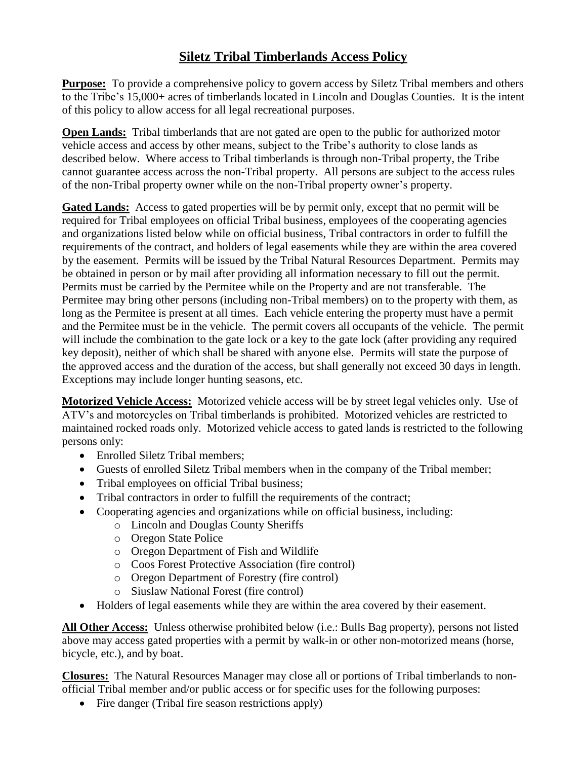# Siletz Tribal Timberlands Access Policy

**Purpose:** To provide a comprehensive policy to govern access by Siletz Tribal members and others to the Tribe's 15,000+ acres of timberlands located in Lincoln and Douglas Counties. It is the intent of this policy to allow access for all legal recreational purposes.

**Open Lands:** Tribal timberlands that are not gated are open to the public for authorized motor vehicle access and access by other means, subject to the Tribe's authority to close lands as described below. Where access to Tribal timberlands is through non-Tribal property, the Tribe cannot guarantee access across the non-Tribal property. All persons are subject to the access rules of the non-Tribal property owner while on the non-Tribal property owner's property.

**Gated Lands:** Access to gated properties will be by permit only, except that no permit will be required for Tribal employees on official Tribal business, employees of the cooperating agencies and organizations listed below while on official business, Tribal contractors in order to fulfill the requirements of the contract, and holders of legal easements while they are within the area covered by the easement. Permits will be issued by the Tribal Natural Resources Department. Permits may be obtained in person or by mail after providing all information necessary to fill out the permit. Permits must be carried by the Permitee while on the Property and are not transferable. The Permitee may bring other persons (including non-Tribal members) on to the property with them, as long as the Permitee is present at all times. Each vehicle entering the property must have a permit and the Permitee must be in the vehicle. The permit covers all occupants of the vehicle. The permit will include the combination to the gate lock or a key to the gate lock (after providing any required key deposit), neither of which shall be shared with anyone else. Permits will state the purpose of the approved access and the duration of the access, but shall generally not exceed 30 days in length. Exceptions may include longer hunting seasons, etc.

**Motorized Vehicle Access:** Motorized vehicle access will be by street legal vehicles only. Use of ATV's and motorcycles on Tribal timberlands is prohibited. Motorized vehicles are restricted to maintained rocked roads only. Motorized vehicle access to gated lands is restricted to the following persons only:

- Enrolled Siletz Tribal members;
- Guests of enrolled Siletz Tribal members when in the company of the Tribal member;
- Tribal employees on official Tribal business;
- Tribal contractors in order to fulfill the requirements of the contract;
- Cooperating agencies and organizations while on official business, including:
  - Lincoln and Douglas County Sheriffs
  - Oregon State Police
  - Oregon Department of Fish and Wildlife
  - Coos Forest Protective Association (fire control)
  - Oregon Department of Forestry (fire control)
  - Siuslaw National Forest (fire control)
- Holders of legal easements while they are within the area covered by their easement.

**All Other Access:** Unless otherwise prohibited below (i.e.: Bulls Bag property), persons not listed above may access gated properties with a permit by walk-in or other non-motorized means (horse, bicycle, etc.), and by boat.

**Closures:** The Natural Resources Manager may close all or portions of Tribal timberlands to non-official Tribal member and/or public access or for specific uses for the following purposes:

- Fire danger (Tribal fire season restrictions apply)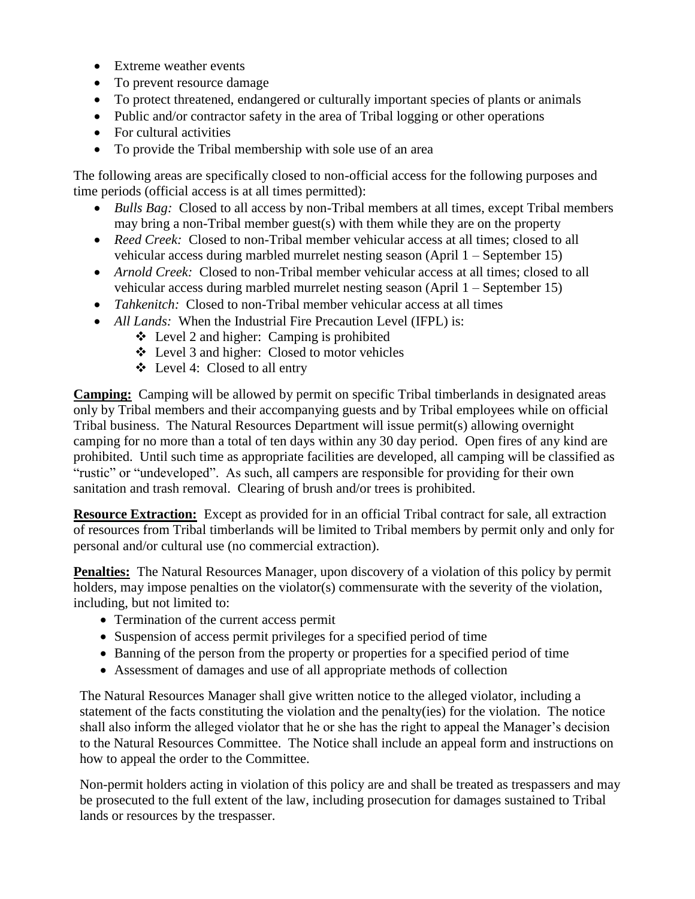- Extreme weather events
- To prevent resource damage
- To protect threatened, endangered or culturally important species of plants or animals
- Public and/or contractor safety in the area of Tribal logging or other operations
- For cultural activities
- To provide the Tribal membership with sole use of an area

The following areas are specifically closed to non-official access for the following purposes and time periods (official access is at all times permitted):

- *Bulls Bag:* Closed to all access by non-Tribal members at all times, except Tribal members may bring a non-Tribal member guest(s) with them while they are on the property
- *Reed Creek:* Closed to non-Tribal member vehicular access at all times; closed to all vehicular access during marbled murrelet nesting season (April 1 – September 15)
- *Arnold Creek:* Closed to non-Tribal member vehicular access at all times; closed to all vehicular access during marbled murrelet nesting season (April 1 – September 15)
- *Tahkenitch:* Closed to non-Tribal member vehicular access at all times
- *All Lands:* When the Industrial Fire Precaution Level (IFPL) is:
  - Level 2 and higher: Camping is prohibited
  - Level 3 and higher: Closed to motor vehicles
  - Level 4: Closed to all entry

**Camping:** Camping will be allowed by permit on specific Tribal timberlands in designated areas only by Tribal members and their accompanying guests and by Tribal employees while on official Tribal business. The Natural Resources Department will issue permit(s) allowing overnight camping for no more than a total of ten days within any 30 day period. Open fires of any kind are prohibited. Until such time as appropriate facilities are developed, all camping will be classified as "rustic" or "undeveloped". As such, all campers are responsible for providing for their own sanitation and trash removal. Clearing of brush and/or trees is prohibited.

**Resource Extraction:** Except as provided for in an official Tribal contract for sale, all extraction of resources from Tribal timberlands will be limited to Tribal members by permit only and only for personal and/or cultural use (no commercial extraction).

**Penalties:** The Natural Resources Manager, upon discovery of a violation of this policy by permit holders, may impose penalties on the violator(s) commensurate with the severity of the violation, including, but not limited to:

- Termination of the current access permit
- Suspension of access permit privileges for a specified period of time
- Banning of the person from the property or properties for a specified period of time
- Assessment of damages and use of all appropriate methods of collection

The Natural Resources Manager shall give written notice to the alleged violator, including a statement of the facts constituting the violation and the penalty(ies) for the violation. The notice shall also inform the alleged violator that he or she has the right to appeal the Manager's decision to the Natural Resources Committee. The Notice shall include an appeal form and instructions on how to appeal the order to the Committee.

Non-permit holders acting in violation of this policy are and shall be treated as trespassers and may be prosecuted to the full extent of the law, including prosecution for damages sustained to Tribal lands or resources by the trespasser.